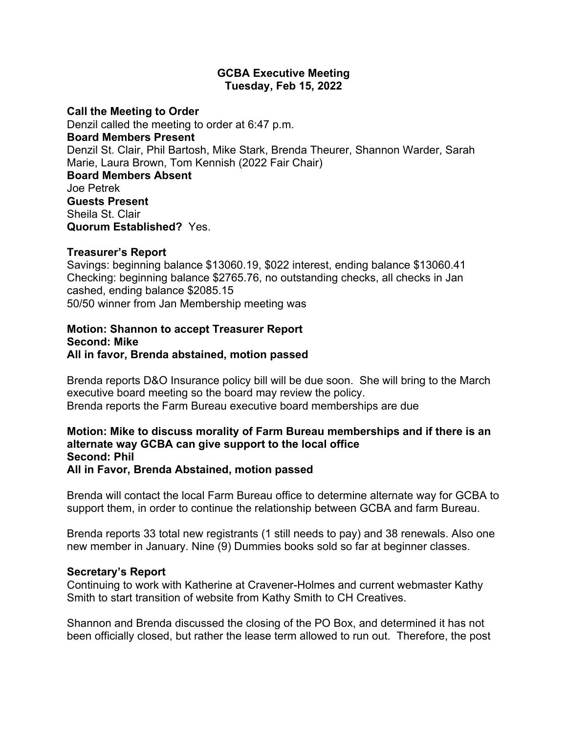# GCBA Executive Meeting
## Tuesday, Feb 15, 2022

**Call the Meeting to Order**
Denzil called the meeting to order at 6:47 p.m.
**Board Members Present**
Denzil St. Clair, Phil Bartosh, Mike Stark, Brenda Theurer, Shannon Warder, Sarah Marie, Laura Brown, Tom Kennish (2022 Fair Chair)
**Board Members Absent**
Joe Petrek
**Guests Present**
Sheila St. Clair
**Quorum Established?** Yes.

**Treasurer's Report**
Savings: beginning balance $13060.19, $022 interest, ending balance $13060.41
Checking: beginning balance $2765.76, no outstanding checks, all checks in Jan cashed, ending balance $2085.15
50/50 winner from Jan Membership meeting was

**Motion: Shannon to accept Treasurer Report**
**Second: Mike**
**All in favor, Brenda abstained, motion passed**

Brenda reports D&O Insurance policy bill will be due soon. She will bring to the March executive board meeting so the board may review the policy.
Brenda reports the Farm Bureau executive board memberships are due

**Motion: Mike to discuss morality of Farm Bureau memberships and if there is an alternate way GCBA can give support to the local office**
**Second: Phil**
**All in Favor, Brenda Abstained, motion passed**

Brenda will contact the local Farm Bureau office to determine alternate way for GCBA to support them, in order to continue the relationship between GCBA and farm Bureau.

Brenda reports 33 total new registrants (1 still needs to pay) and 38 renewals. Also one new member in January. Nine (9) Dummies books sold so far at beginner classes.

**Secretary's Report**
Continuing to work with Katherine at Cravener-Holmes and current webmaster Kathy Smith to start transition of website from Kathy Smith to CH Creatives.

Shannon and Brenda discussed the closing of the PO Box, and determined it has not been officially closed, but rather the lease term allowed to run out. Therefore, the post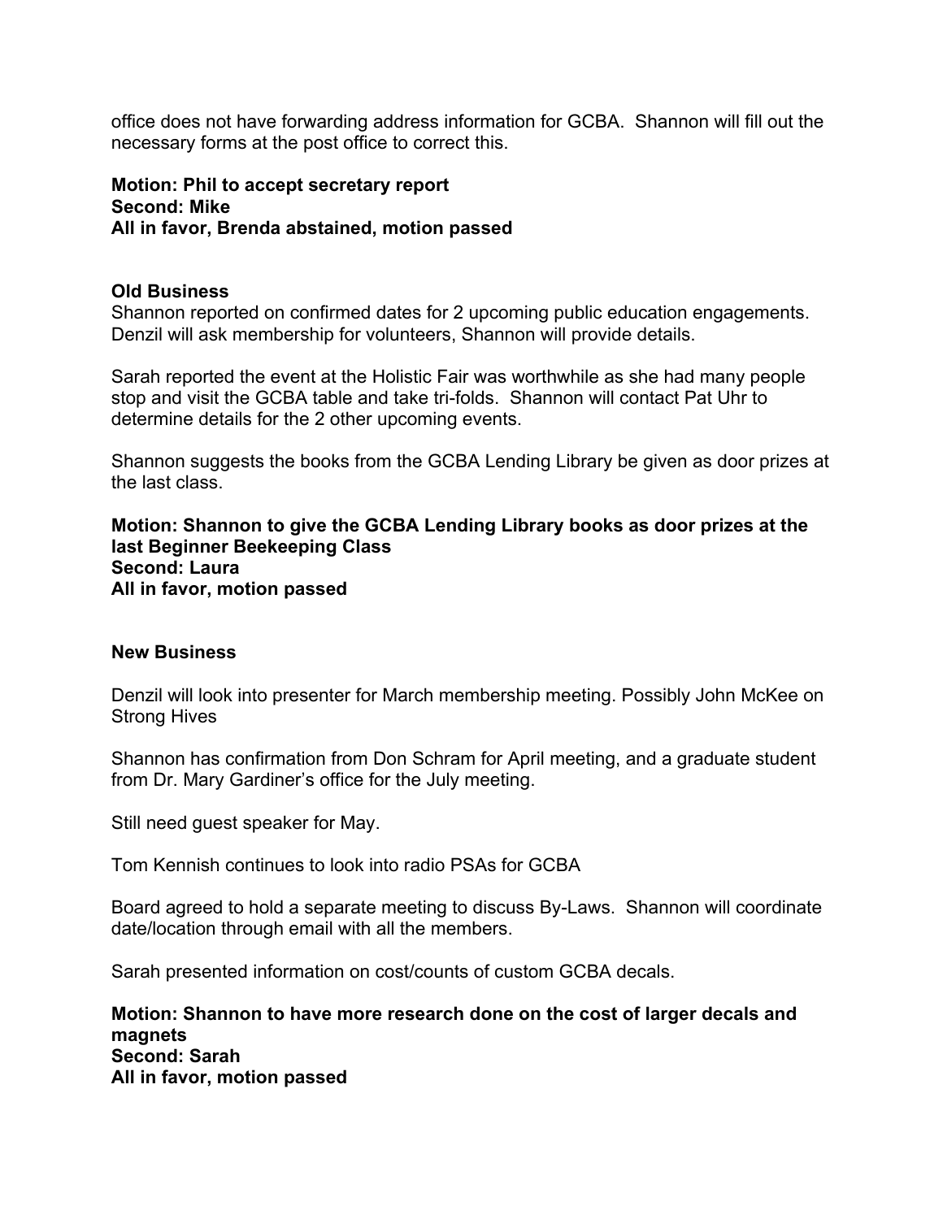office does not have forwarding address information for GCBA. Shannon will fill out the necessary forms at the post office to correct this.

**Motion: Phil to accept secretary report**
**Second: Mike**
**All in favor, Brenda abstained, motion passed**

**Old Business**

Shannon reported on confirmed dates for 2 upcoming public education engagements. Denzil will ask membership for volunteers, Shannon will provide details.

Sarah reported the event at the Holistic Fair was worthwhile as she had many people stop and visit the GCBA table and take tri-folds. Shannon will contact Pat Uhr to determine details for the 2 other upcoming events.

Shannon suggests the books from the GCBA Lending Library be given as door prizes at the last class.

**Motion: Shannon to give the GCBA Lending Library books as door prizes at the last Beginner Beekeeping Class**
**Second: Laura**
**All in favor, motion passed**

**New Business**

Denzil will look into presenter for March membership meeting. Possibly John McKee on Strong Hives

Shannon has confirmation from Don Schram for April meeting, and a graduate student from Dr. Mary Gardiner's office for the July meeting.

Still need guest speaker for May.

Tom Kennish continues to look into radio PSAs for GCBA

Board agreed to hold a separate meeting to discuss By-Laws. Shannon will coordinate date/location through email with all the members.

Sarah presented information on cost/counts of custom GCBA decals.

**Motion: Shannon to have more research done on the cost of larger decals and magnets**
**Second: Sarah**
**All in favor, motion passed**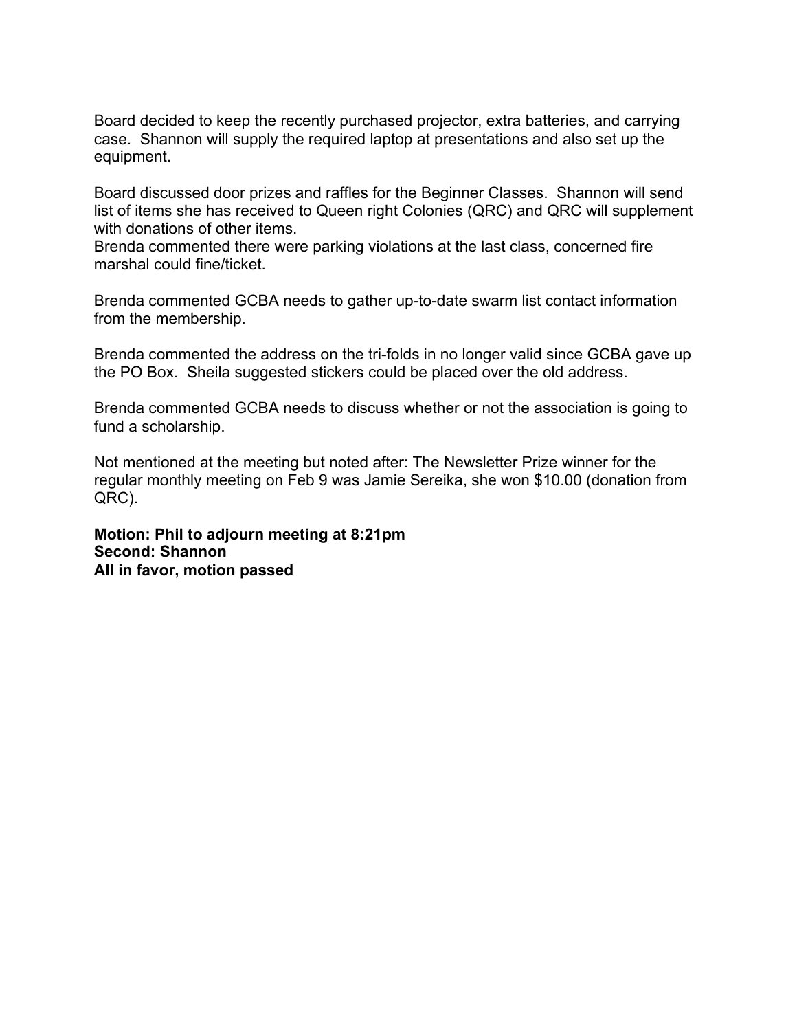Board decided to keep the recently purchased projector, extra batteries, and carrying case. Shannon will supply the required laptop at presentations and also set up the equipment.

Board discussed door prizes and raffles for the Beginner Classes. Shannon will send list of items she has received to Queen right Colonies (QRC) and QRC will supplement with donations of other items.
Brenda commented there were parking violations at the last class, concerned fire marshal could fine/ticket.

Brenda commented GCBA needs to gather up-to-date swarm list contact information from the membership.

Brenda commented the address on the tri-folds in no longer valid since GCBA gave up the PO Box. Sheila suggested stickers could be placed over the old address.

Brenda commented GCBA needs to discuss whether or not the association is going to fund a scholarship.

Not mentioned at the meeting but noted after: The Newsletter Prize winner for the regular monthly meeting on Feb 9 was Jamie Sereika, she won $10.00 (donation from QRC).

**Motion: Phil to adjourn meeting at 8:21pm**
**Second: Shannon**
**All in favor, motion passed**